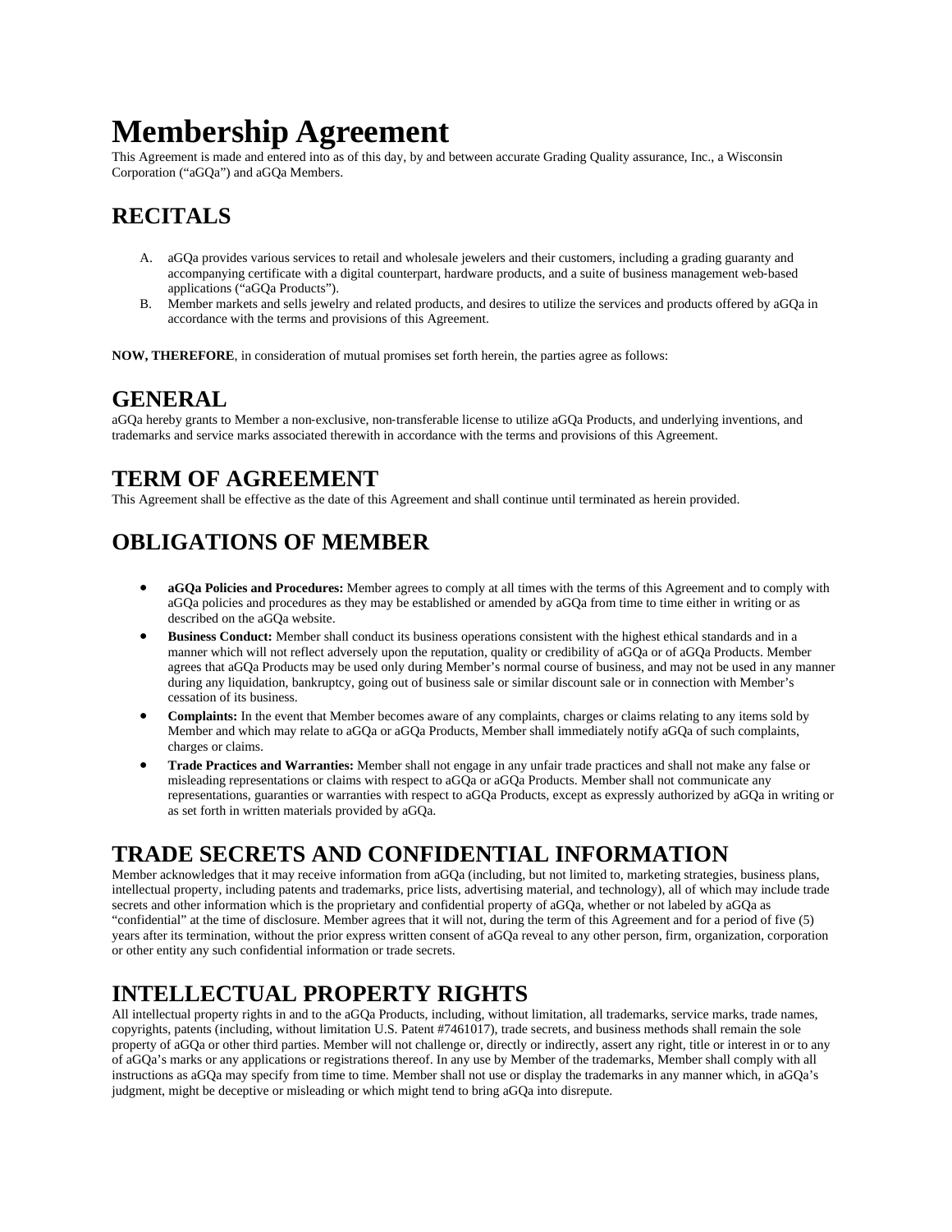# Membership Agreement

This Agreement is made and entered into as of this day, by and between accurate Grading Quality assurance, Inc., a Wisconsin Corporation ("aGQa") and aGQa Members.

## RECITALS

A. aGQa provides various services to retail and wholesale jewelers and their customers, including a grading guaranty and accompanying certificate with a digital counterpart, hardware products, and a suite of business management web-based applications ("aGQa Products").
B. Member markets and sells jewelry and related products, and desires to utilize the services and products offered by aGQa in accordance with the terms and provisions of this Agreement.

**NOW, THEREFORE**, in consideration of mutual promises set forth herein, the parties agree as follows:

## GENERAL

aGQa hereby grants to Member a non-exclusive, non-transferable license to utilize aGQa Products, and underlying inventions, and trademarks and service marks associated therewith in accordance with the terms and provisions of this Agreement.

## TERM OF AGREEMENT

This Agreement shall be effective as the date of this Agreement and shall continue until terminated as herein provided.

## OBLIGATIONS OF MEMBER

- **aGQa Policies and Procedures:** Member agrees to comply at all times with the terms of this Agreement and to comply with aGQa policies and procedures as they may be established or amended by aGQa from time to time either in writing or as described on the aGQa website.
- **Business Conduct:** Member shall conduct its business operations consistent with the highest ethical standards and in a manner which will not reflect adversely upon the reputation, quality or credibility of aGQa or of aGQa Products. Member agrees that aGQa Products may be used only during Member's normal course of business, and may not be used in any manner during any liquidation, bankruptcy, going out of business sale or similar discount sale or in connection with Member's cessation of its business.
- **Complaints:** In the event that Member becomes aware of any complaints, charges or claims relating to any items sold by Member and which may relate to aGQa or aGQa Products, Member shall immediately notify aGQa of such complaints, charges or claims.
- **Trade Practices and Warranties:** Member shall not engage in any unfair trade practices and shall not make any false or misleading representations or claims with respect to aGQa or aGQa Products. Member shall not communicate any representations, guaranties or warranties with respect to aGQa Products, except as expressly authorized by aGQa in writing or as set forth in written materials provided by aGQa.

## TRADE SECRETS AND CONFIDENTIAL INFORMATION

Member acknowledges that it may receive information from aGQa (including, but not limited to, marketing strategies, business plans, intellectual property, including patents and trademarks, price lists, advertising material, and technology), all of which may include trade secrets and other information which is the proprietary and confidential property of aGQa, whether or not labeled by aGQa as "confidential" at the time of disclosure. Member agrees that it will not, during the term of this Agreement and for a period of five (5) years after its termination, without the prior express written consent of aGQa reveal to any other person, firm, organization, corporation or other entity any such confidential information or trade secrets.

## INTELLECTUAL PROPERTY RIGHTS

All intellectual property rights in and to the aGQa Products, including, without limitation, all trademarks, service marks, trade names, copyrights, patents (including, without limitation U.S. Patent #7461017), trade secrets, and business methods shall remain the sole property of aGQa or other third parties. Member will not challenge or, directly or indirectly, assert any right, title or interest in or to any of aGQa's marks or any applications or registrations thereof. In any use by Member of the trademarks, Member shall comply with all instructions as aGQa may specify from time to time. Member shall not use or display the trademarks in any manner which, in aGQa's judgment, might be deceptive or misleading or which might tend to bring aGQa into disrepute.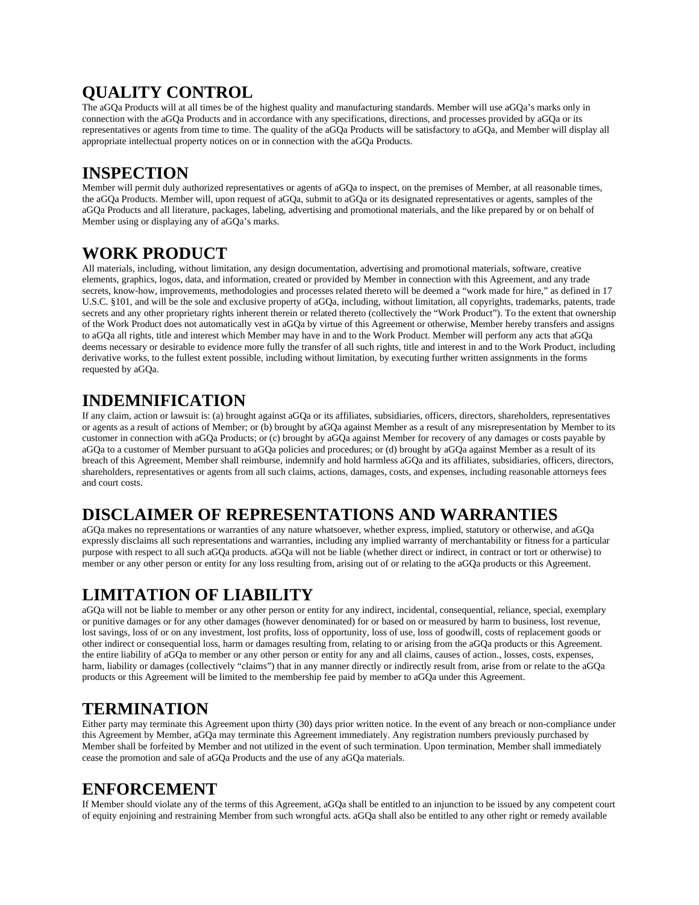## QUALITY CONTROL

The aGQa Products will at all times be of the highest quality and manufacturing standards. Member will use aGQa's marks only in connection with the aGQa Products and in accordance with any specifications, directions, and processes provided by aGQa or its representatives or agents from time to time. The quality of the aGQa Products will be satisfactory to aGQa, and Member will display all appropriate intellectual property notices on or in connection with the aGQa Products.

## INSPECTION

Member will permit duly authorized representatives or agents of aGQa to inspect, on the premises of Member, at all reasonable times, the aGQa Products. Member will, upon request of aGQa, submit to aGQa or its designated representatives or agents, samples of the aGQa Products and all literature, packages, labeling, advertising and promotional materials, and the like prepared by or on behalf of Member using or displaying any of aGQa's marks.

## WORK PRODUCT

All materials, including, without limitation, any design documentation, advertising and promotional materials, software, creative elements, graphics, logos, data, and information, created or provided by Member in connection with this Agreement, and any trade secrets, know-how, improvements, methodologies and processes related thereto will be deemed a "work made for hire," as defined in 17 U.S.C. §101, and will be the sole and exclusive property of aGQa, including, without limitation, all copyrights, trademarks, patents, trade secrets and any other proprietary rights inherent therein or related thereto (collectively the "Work Product"). To the extent that ownership of the Work Product does not automatically vest in aGQa by virtue of this Agreement or otherwise, Member hereby transfers and assigns to aGQa all rights, title and interest which Member may have in and to the Work Product. Member will perform any acts that aGQa deems necessary or desirable to evidence more fully the transfer of all such rights, title and interest in and to the Work Product, including derivative works, to the fullest extent possible, including without limitation, by executing further written assignments in the forms requested by aGQa.

## INDEMNIFICATION

If any claim, action or lawsuit is: (a) brought against aGQa or its affiliates, subsidiaries, officers, directors, shareholders, representatives or agents as a result of actions of Member; or (b) brought by aGQa against Member as a result of any misrepresentation by Member to its customer in connection with aGQa Products; or (c) brought by aGQa against Member for recovery of any damages or costs payable by aGQa to a customer of Member pursuant to aGQa policies and procedures; or (d) brought by aGQa against Member as a result of its breach of this Agreement, Member shall reimburse, indemnify and hold harmless aGQa and its affiliates, subsidiaries, officers, directors, shareholders, representatives or agents from all such claims, actions, damages, costs, and expenses, including reasonable attorneys fees and court costs.

## DISCLAIMER OF REPRESENTATIONS AND WARRANTIES

aGQa makes no representations or warranties of any nature whatsoever, whether express, implied, statutory or otherwise, and aGQa expressly disclaims all such representations and warranties, including any implied warranty of merchantability or fitness for a particular purpose with respect to all such aGQa products. aGQa will not be liable (whether direct or indirect, in contract or tort or otherwise) to member or any other person or entity for any loss resulting from, arising out of or relating to the aGQa products or this Agreement.

## LIMITATION OF LIABILITY

aGQa will not be liable to member or any other person or entity for any indirect, incidental, consequential, reliance, special, exemplary or punitive damages or for any other damages (however denominated) for or based on or measured by harm to business, lost revenue, lost savings, loss of or on any investment, lost profits, loss of opportunity, loss of use, loss of goodwill, costs of replacement goods or other indirect or consequential loss, harm or damages resulting from, relating to or arising from the aGQa products or this Agreement. the entire liability of aGQa to member or any other person or entity for any and all claims, causes of action., losses, costs, expenses, harm, liability or damages (collectively "claims") that in any manner directly or indirectly result from, arise from or relate to the aGQa products or this Agreement will be limited to the membership fee paid by member to aGQa under this Agreement.

## TERMINATION

Either party may terminate this Agreement upon thirty (30) days prior written notice. In the event of any breach or non-compliance under this Agreement by Member, aGQa may terminate this Agreement immediately. Any registration numbers previously purchased by Member shall be forfeited by Member and not utilized in the event of such termination. Upon termination, Member shall immediately cease the promotion and sale of aGQa Products and the use of any aGQa materials.

## ENFORCEMENT

If Member should violate any of the terms of this Agreement, aGQa shall be entitled to an injunction to be issued by any competent court of equity enjoining and restraining Member from such wrongful acts. aGQa shall also be entitled to any other right or remedy available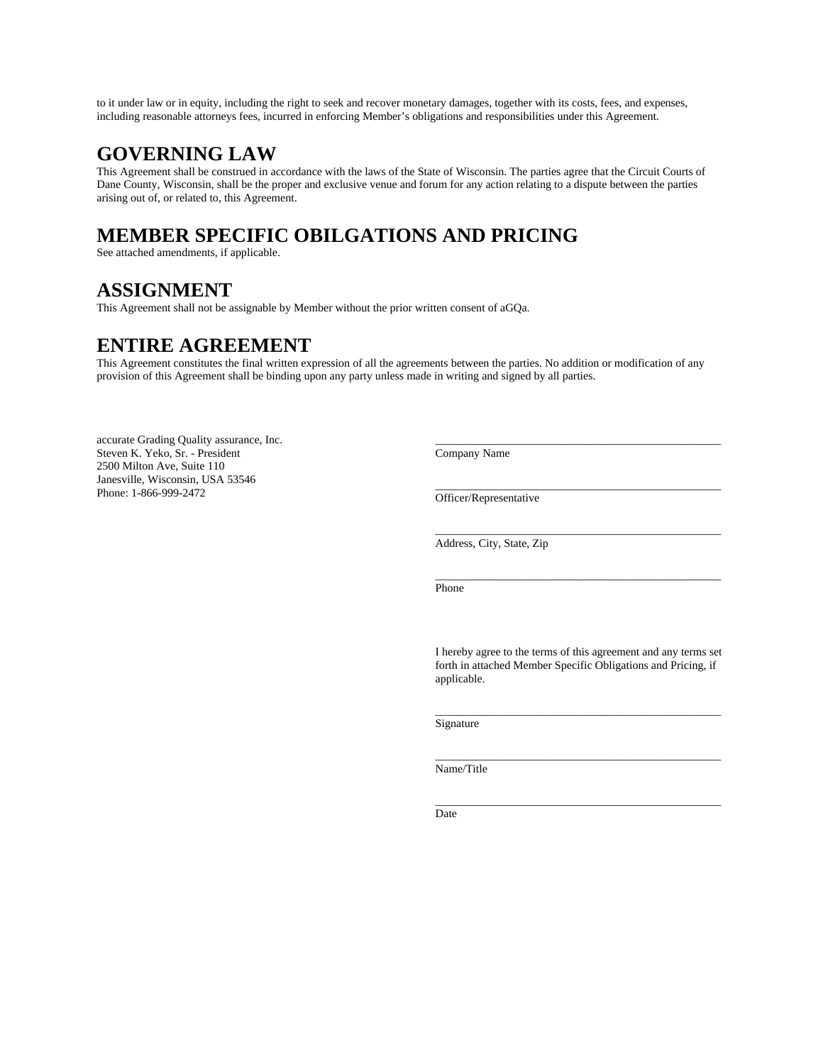to it under law or in equity, including the right to seek and recover monetary damages, together with its costs, fees, and expenses, including reasonable attorneys fees, incurred in enforcing Member's obligations and responsibilities under this Agreement.

## GOVERNING LAW

This Agreement shall be construed in accordance with the laws of the State of Wisconsin. The parties agree that the Circuit Courts of Dane County, Wisconsin, shall be the proper and exclusive venue and forum for any action relating to a dispute between the parties arising out of, or related to, this Agreement.

## MEMBER SPECIFIC OBILGATIONS AND PRICING

See attached amendments, if applicable.

## ASSIGNMENT

This Agreement shall not be assignable by Member without the prior written consent of aGQa.

## ENTIRE AGREEMENT

This Agreement constitutes the final written expression of all the agreements between the parties. No addition or modification of any provision of this Agreement shall be binding upon any party unless made in writing and signed by all parties.

accurate Grading Quality assurance, Inc.
Steven K. Yeko, Sr. - President
2500 Milton Ave, Suite 110
Janesville, Wisconsin, USA 53546
Phone: 1-866-999-2472

\_\_\_\_\_\_\_\_\_\_\_\_\_\_\_\_\_\_\_\_\_\_\_\_\_\_\_\_\_\_\_\_\_\_\_\_\_\_\_\_\_\_\_\_\_\_\_\_\_\_
Company Name

\_\_\_\_\_\_\_\_\_\_\_\_\_\_\_\_\_\_\_\_\_\_\_\_\_\_\_\_\_\_\_\_\_\_\_\_\_\_\_\_\_\_\_\_\_\_\_\_\_\_
Officer/Representative

\_\_\_\_\_\_\_\_\_\_\_\_\_\_\_\_\_\_\_\_\_\_\_\_\_\_\_\_\_\_\_\_\_\_\_\_\_\_\_\_\_\_\_\_\_\_\_\_\_\_
Address, City, State, Zip

\_\_\_\_\_\_\_\_\_\_\_\_\_\_\_\_\_\_\_\_\_\_\_\_\_\_\_\_\_\_\_\_\_\_\_\_\_\_\_\_\_\_\_\_\_\_\_\_\_\_
Phone

I hereby agree to the terms of this agreement and any terms set forth in attached Member Specific Obligations and Pricing, if applicable.

\_\_\_\_\_\_\_\_\_\_\_\_\_\_\_\_\_\_\_\_\_\_\_\_\_\_\_\_\_\_\_\_\_\_\_\_\_\_\_\_\_\_\_\_\_\_\_\_\_\_
Signature

\_\_\_\_\_\_\_\_\_\_\_\_\_\_\_\_\_\_\_\_\_\_\_\_\_\_\_\_\_\_\_\_\_\_\_\_\_\_\_\_\_\_\_\_\_\_\_\_\_\_
Name/Title

\_\_\_\_\_\_\_\_\_\_\_\_\_\_\_\_\_\_\_\_\_\_\_\_\_\_\_\_\_\_\_\_\_\_\_\_\_\_\_\_\_\_\_\_\_\_\_\_\_\_
Date